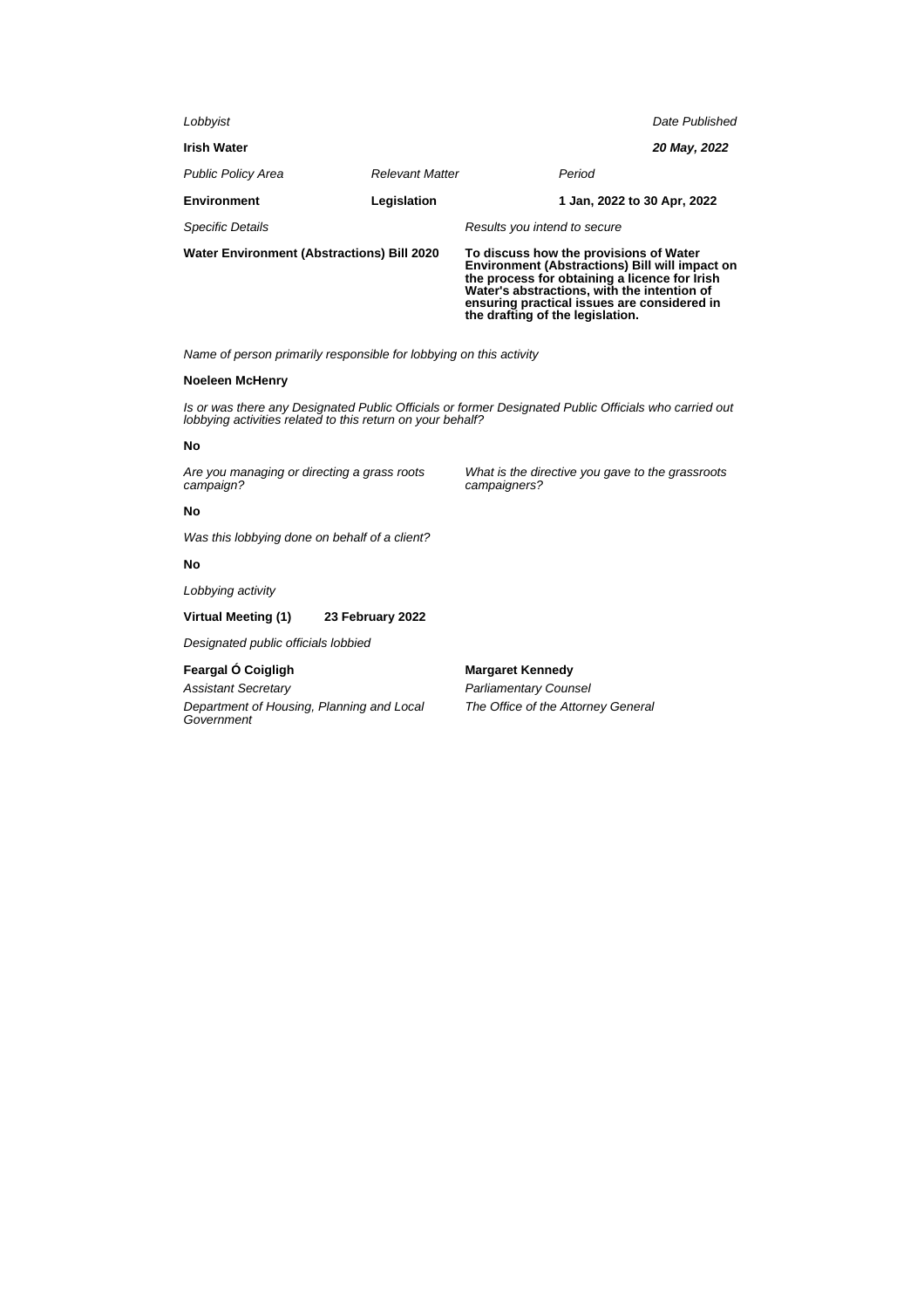*Lobbyist*

**Irish Water**

*Date Published*

***20 May, 2022***

| *Public Policy Area* | *Relevant Matter* | *Period* |
|---|---|---|
| **Environment** | **Legislation** | **1 Jan, 2022 to 30 Apr, 2022** |

| *Specific Details* | *Results you intend to secure* |
|---|---|
| **Water Environment (Abstractions) Bill 2020** | **To discuss how the provisions of Water Environment (Abstractions) Bill will impact on the process for obtaining a licence for Irish Water's abstractions, with the intention of ensuring practical issues are considered in the drafting of the legislation.** |

*Name of person primarily responsible for lobbying on this activity*

**Noeleen McHenry**

*Is or was there any Designated Public Officials or former Designated Public Officials who carried out lobbying activities related to this return on your behalf?*

**No**

*Are you managing or directing a grass roots campaign?*

**No**

*What is the directive you gave to the grassroots campaigners?*

*Was this lobbying done on behalf of a client?*

**No**

*Lobbying activity*

**Virtual Meeting (1)** **23 February 2022**

*Designated public officials lobbied*

**Feargal Ó Coigligh**
*Assistant Secretary*
*Department of Housing, Planning and Local Government*

**Margaret Kennedy**
*Parliamentary Counsel*
*The Office of the Attorney General*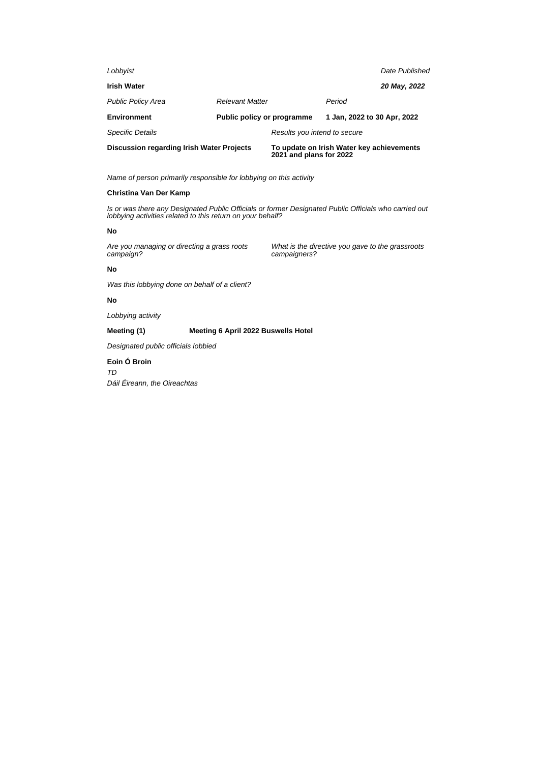*Lobbyist*

**Irish Water**

*Date Published*

***20 May, 2022***

| *Public Policy Area* | *Relevant Matter* | *Period* |
|---|---|---|
| **Environment** | **Public policy or programme** | **1 Jan, 2022 to 30 Apr, 2022** |

| *Specific Details* | *Results you intend to secure* |
|---|---|
| **Discussion regarding Irish Water Projects** | **To update on Irish Water key achievements 2021 and plans for 2022** |

*Name of person primarily responsible for lobbying on this activity*

**Christina Van Der Kamp**

*Is or was there any Designated Public Officials or former Designated Public Officials who carried out lobbying activities related to this return on your behalf?*

**No**

*Are you managing or directing a grass roots campaign?*

**No**

*What is the directive you gave to the grassroots campaigners?*

*Was this lobbying done on behalf of a client?*

**No**

*Lobbying activity*

**Meeting (1)** **Meeting 6 April 2022 Buswells Hotel**

*Designated public officials lobbied*

**Eoin Ó Broin**
*TD*
*Dáil Éireann, the Oireachtas*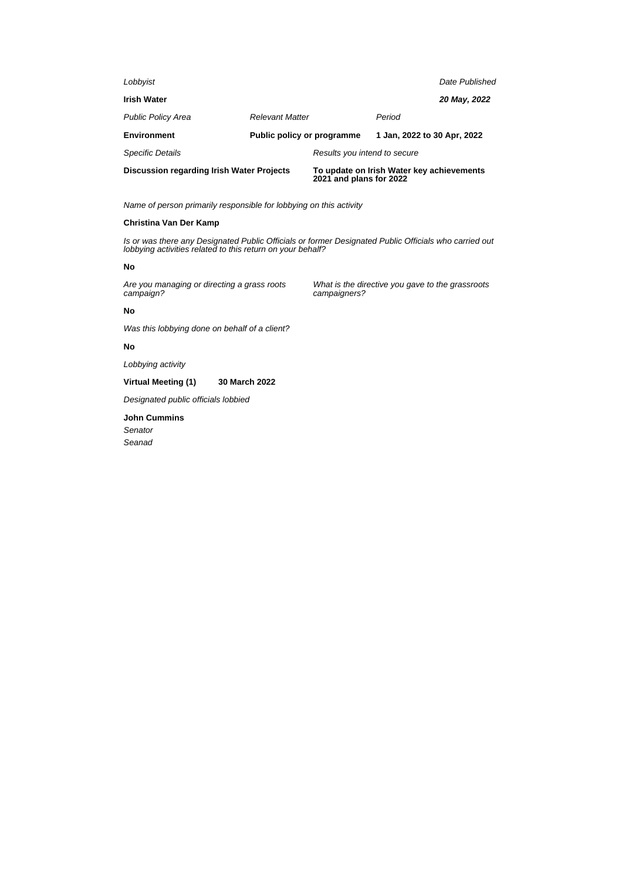*Lobbyist*

**Irish Water**

*Date Published*

***20 May, 2022***

| *Public Policy Area* | *Relevant Matter* | *Period* |
|---|---|---|
| **Environment** | **Public policy or programme** | **1 Jan, 2022 to 30 Apr, 2022** |

| *Specific Details* | *Results you intend to secure* |
|---|---|
| **Discussion regarding Irish Water Projects** | **To update on Irish Water key achievements 2021 and plans for 2022** |

*Name of person primarily responsible for lobbying on this activity*

**Christina Van Der Kamp**

*Is or was there any Designated Public Officials or former Designated Public Officials who carried out lobbying activities related to this return on your behalf?*

**No**

*Are you managing or directing a grass roots campaign?*

**No**

*What is the directive you gave to the grassroots campaigners?*

*Was this lobbying done on behalf of a client?*

**No**

*Lobbying activity*

**Virtual Meeting (1)** **30 March 2022**

*Designated public officials lobbied*

**John Cummins**
*Senator*
*Seanad*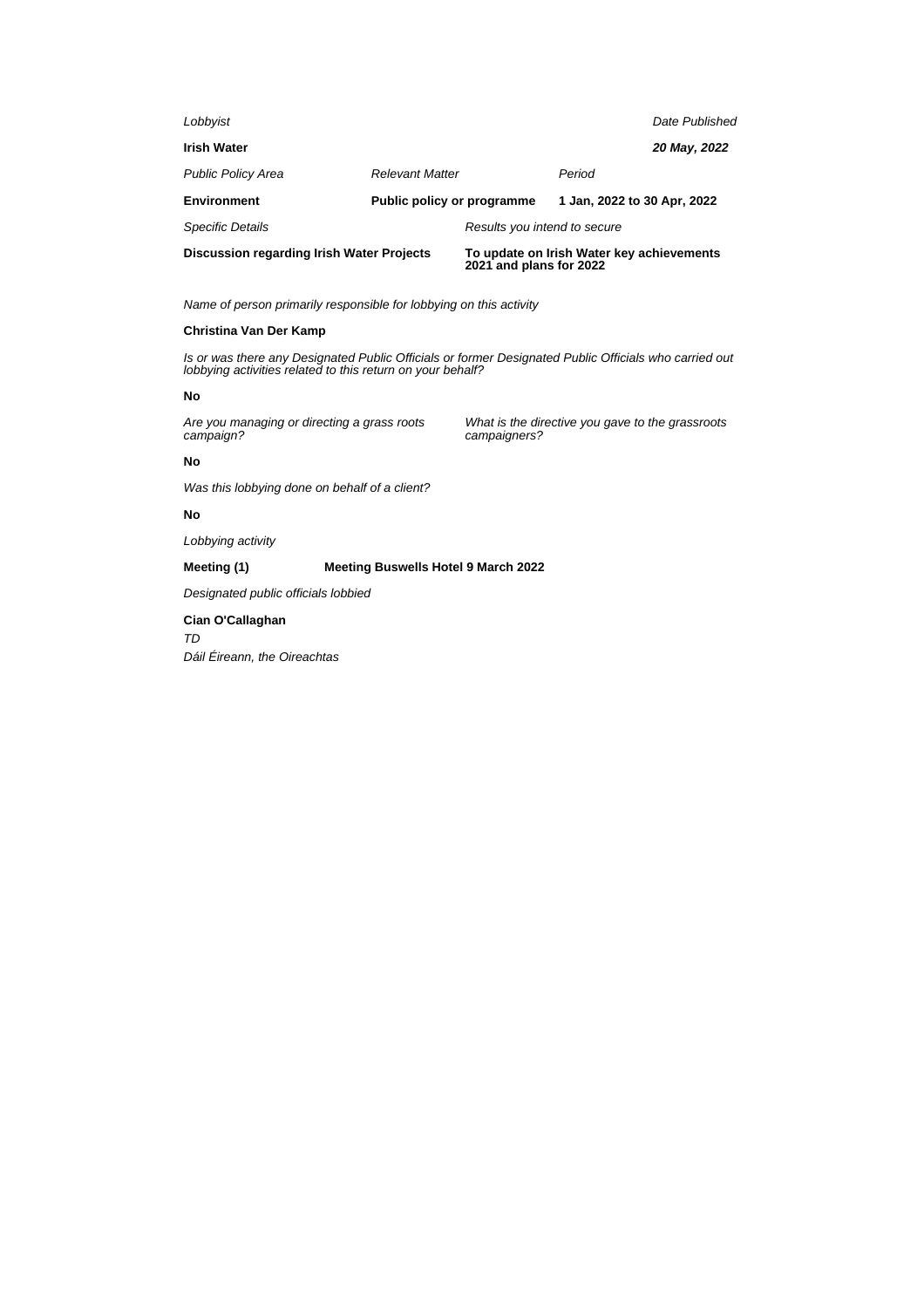| *Lobbyist* | | | *Date Published* |
|---|---|---|---|
| **Irish Water** | | | ***20 May, 2022*** |
| *Public Policy Area* | *Relevant Matter* | | *Period* |
| **Environment** | **Public policy or programme** | | **1 Jan, 2022 to 30 Apr, 2022** |
| *Specific Details* | | *Results you intend to secure* | |
| **Discussion regarding Irish Water Projects** | | **To update on Irish Water key achievements 2021 and plans for 2022** | |

*Name of person primarily responsible for lobbying on this activity*

**Christina Van Der Kamp**

*Is or was there any Designated Public Officials or former Designated Public Officials who carried out lobbying activities related to this return on your behalf?*

**No**

*Are you managing or directing a grass roots campaign?*

*What is the directive you gave to the grassroots campaigners?*

**No**

*Was this lobbying done on behalf of a client?*

**No**

*Lobbying activity*

**Meeting (1)** **Meeting Buswells Hotel 9 March 2022**

*Designated public officials lobbied*

**Cian O'Callaghan**
*TD*
*Dáil Éireann, the Oireachtas*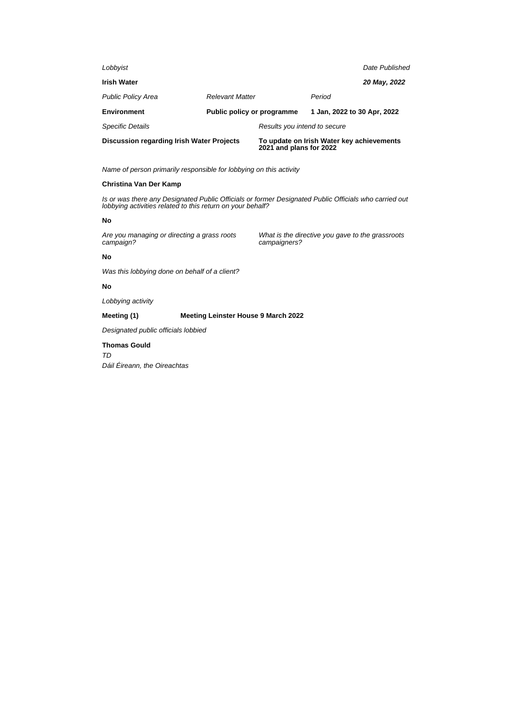*Lobbyist*

**Irish Water**

*Date Published*

***20 May, 2022***

| *Public Policy Area* | *Relevant Matter* | *Period* |
|---|---|---|
| **Environment** | **Public policy or programme** | **1 Jan, 2022 to 30 Apr, 2022** |

| *Specific Details* | *Results you intend to secure* |
|---|---|
| **Discussion regarding Irish Water Projects** | **To update on Irish Water key achievements 2021 and plans for 2022** |

*Name of person primarily responsible for lobbying on this activity*

**Christina Van Der Kamp**

*Is or was there any Designated Public Officials or former Designated Public Officials who carried out lobbying activities related to this return on your behalf?*

**No**

*Are you managing or directing a grass roots campaign?*

*What is the directive you gave to the grassroots campaigners?*

**No**

*Was this lobbying done on behalf of a client?*

**No**

*Lobbying activity*

**Meeting (1)** **Meeting Leinster House 9 March 2022**

*Designated public officials lobbied*

**Thomas Gould**
*TD*
*Dáil Éireann, the Oireachtas*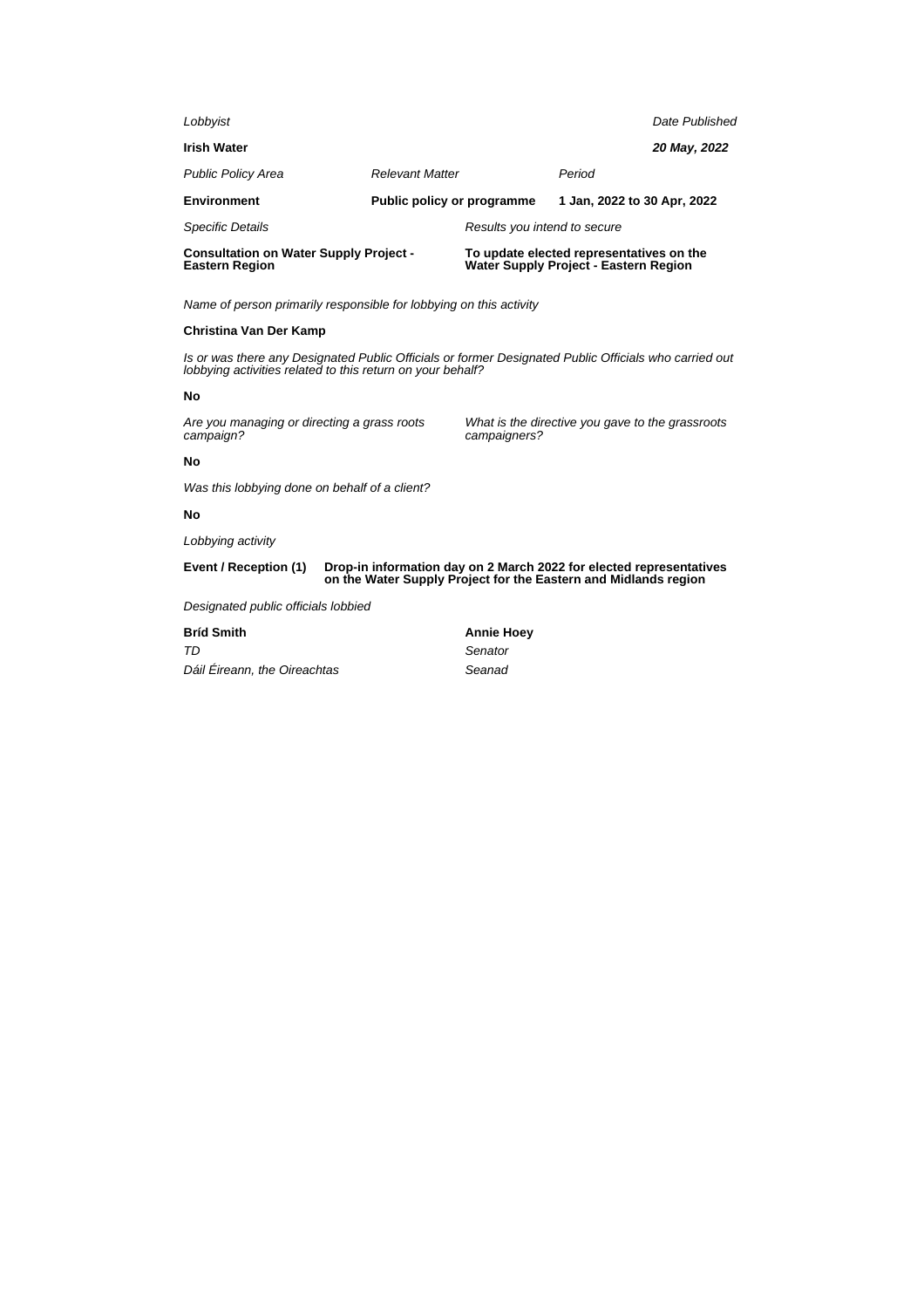*Lobbyist*

**Irish Water**

*Date Published*

***20 May, 2022***

| *Public Policy Area* | *Relevant Matter* | *Period* |
|---|---|---|
| **Environment** | **Public policy or programme** | **1 Jan, 2022 to 30 Apr, 2022** |

| *Specific Details* | *Results you intend to secure* |
|---|---|
| **Consultation on Water Supply Project - Eastern Region** | **To update elected representatives on the Water Supply Project - Eastern Region** |

*Name of person primarily responsible for lobbying on this activity*

**Christina Van Der Kamp**

*Is or was there any Designated Public Officials or former Designated Public Officials who carried out lobbying activities related to this return on your behalf?*

**No**

*Are you managing or directing a grass roots campaign?*

**No**

*What is the directive you gave to the grassroots campaigners?*

*Was this lobbying done on behalf of a client?*

**No**

*Lobbying activity*

**Event / Reception (1)** **Drop-in information day on 2 March 2022 for elected representatives on the Water Supply Project for the Eastern and Midlands region**

*Designated public officials lobbied*

| | |
|---|---|
| **Bríd Smith** | **Annie Hoey** |
| *TD* | *Senator* |
| *Dáil Éireann, the Oireachtas* | *Seanad* |